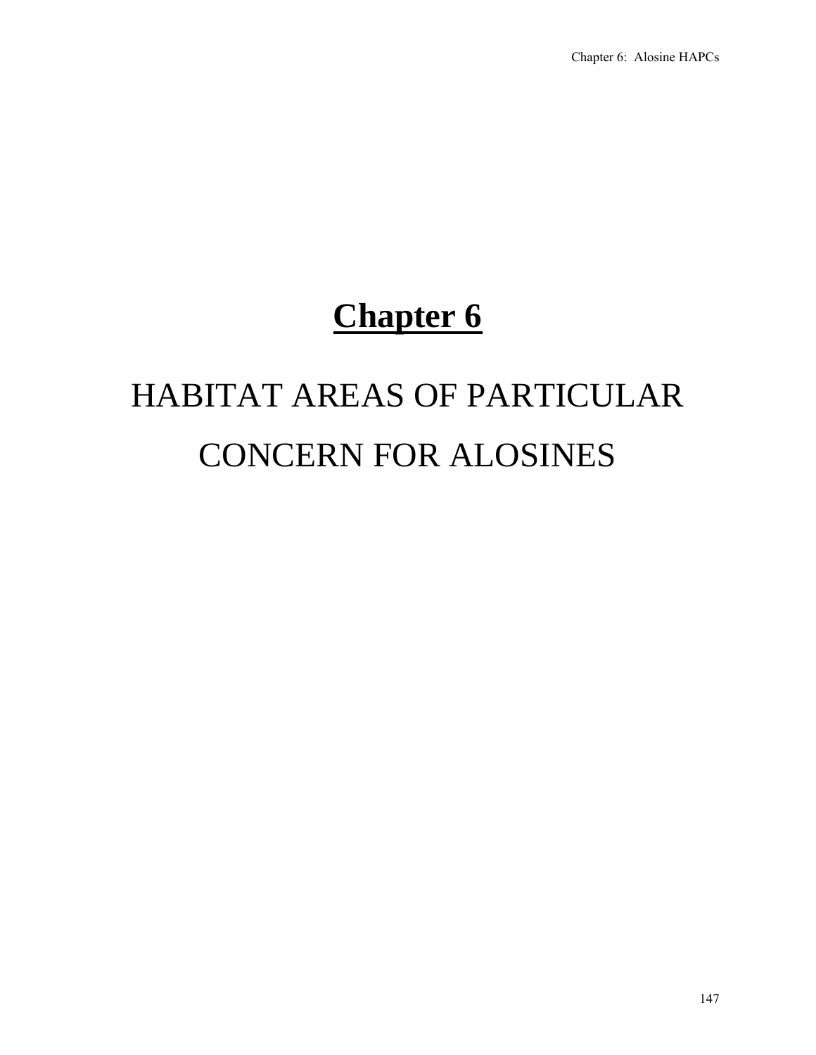# Chapter 6

## HABITAT AREAS OF PARTICULAR CONCERN FOR ALOSINES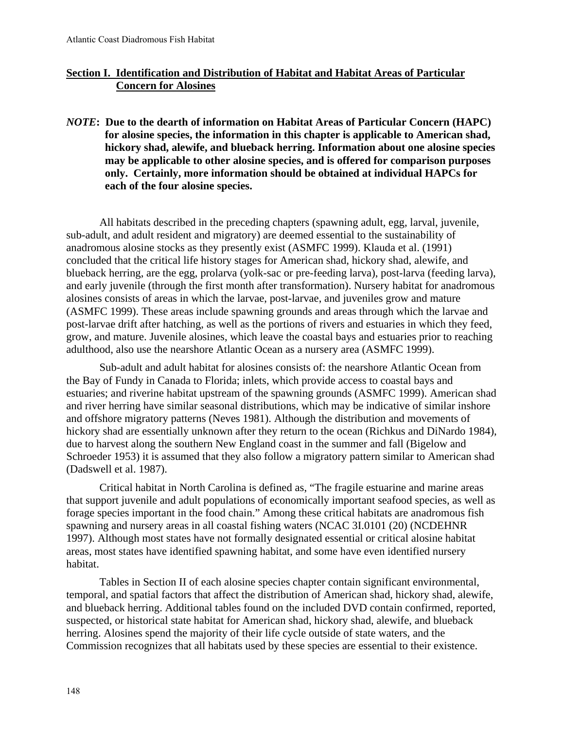## Section I. Identification and Distribution of Habitat and Habitat Areas of Particular Concern for Alosines

***NOTE*: Due to the dearth of information on Habitat Areas of Particular Concern (HAPC) for alosine species, the information in this chapter is applicable to American shad, hickory shad, alewife, and blueback herring. Information about one alosine species may be applicable to other alosine species, and is offered for comparison purposes only. Certainly, more information should be obtained at individual HAPCs for each of the four alosine species.**

All habitats described in the preceding chapters (spawning adult, egg, larval, juvenile, sub-adult, and adult resident and migratory) are deemed essential to the sustainability of anadromous alosine stocks as they presently exist (ASMFC 1999). Klauda et al. (1991) concluded that the critical life history stages for American shad, hickory shad, alewife, and blueback herring, are the egg, prolarva (yolk-sac or pre-feeding larva), post-larva (feeding larva), and early juvenile (through the first month after transformation). Nursery habitat for anadromous alosines consists of areas in which the larvae, post-larvae, and juveniles grow and mature (ASMFC 1999). These areas include spawning grounds and areas through which the larvae and post-larvae drift after hatching, as well as the portions of rivers and estuaries in which they feed, grow, and mature. Juvenile alosines, which leave the coastal bays and estuaries prior to reaching adulthood, also use the nearshore Atlantic Ocean as a nursery area (ASMFC 1999).

Sub-adult and adult habitat for alosines consists of: the nearshore Atlantic Ocean from the Bay of Fundy in Canada to Florida; inlets, which provide access to coastal bays and estuaries; and riverine habitat upstream of the spawning grounds (ASMFC 1999). American shad and river herring have similar seasonal distributions, which may be indicative of similar inshore and offshore migratory patterns (Neves 1981). Although the distribution and movements of hickory shad are essentially unknown after they return to the ocean (Richkus and DiNardo 1984), due to harvest along the southern New England coast in the summer and fall (Bigelow and Schroeder 1953) it is assumed that they also follow a migratory pattern similar to American shad (Dadswell et al. 1987).

Critical habitat in North Carolina is defined as, "The fragile estuarine and marine areas that support juvenile and adult populations of economically important seafood species, as well as forage species important in the food chain." Among these critical habitats are anadromous fish spawning and nursery areas in all coastal fishing waters (NCAC 3I.0101 (20) (NCDEHNR 1997). Although most states have not formally designated essential or critical alosine habitat areas, most states have identified spawning habitat, and some have even identified nursery habitat.

Tables in Section II of each alosine species chapter contain significant environmental, temporal, and spatial factors that affect the distribution of American shad, hickory shad, alewife, and blueback herring. Additional tables found on the included DVD contain confirmed, reported, suspected, or historical state habitat for American shad, hickory shad, alewife, and blueback herring. Alosines spend the majority of their life cycle outside of state waters, and the Commission recognizes that all habitats used by these species are essential to their existence.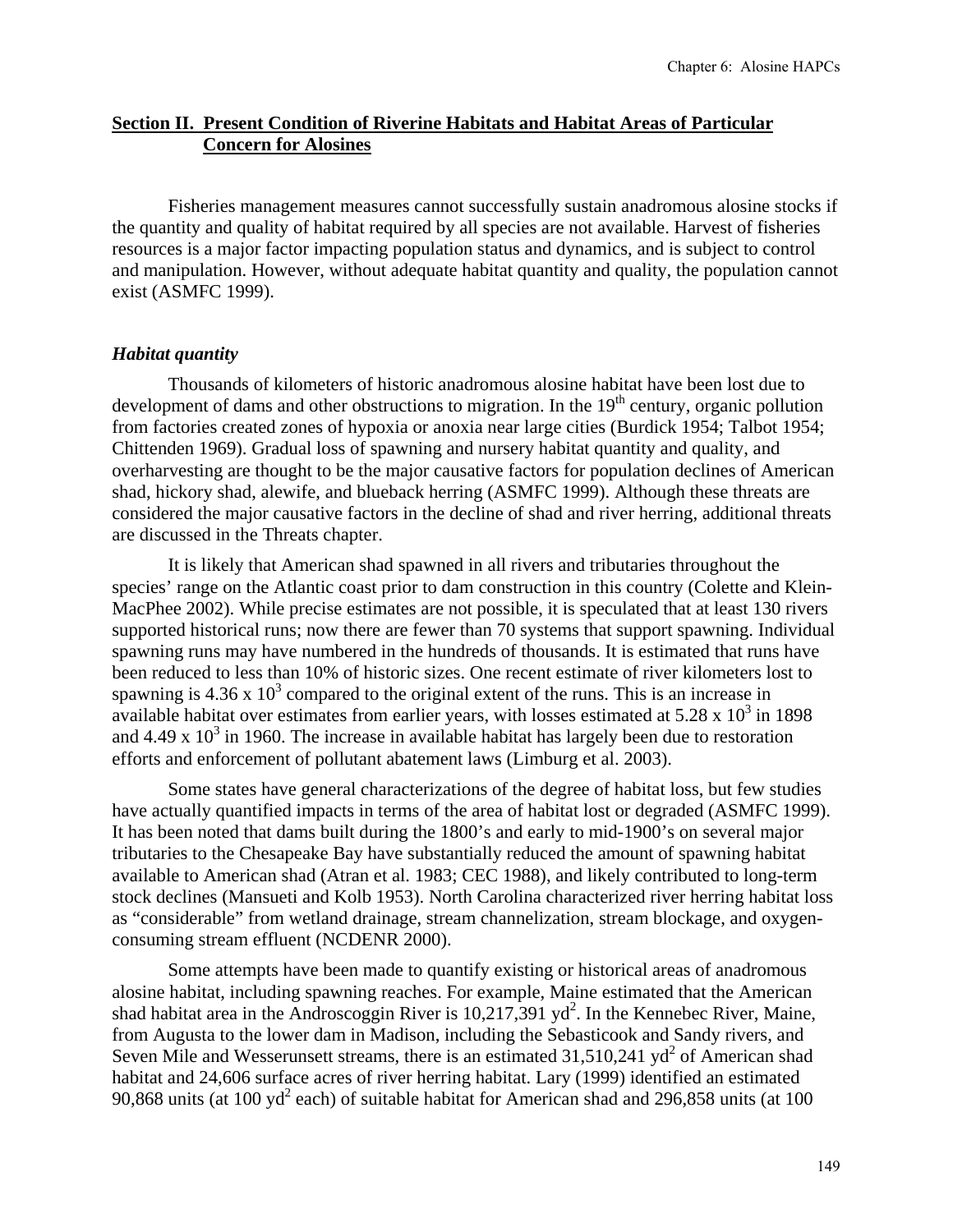## Section II. Present Condition of Riverine Habitats and Habitat Areas of Particular Concern for Alosines

Fisheries management measures cannot successfully sustain anadromous alosine stocks if the quantity and quality of habitat required by all species are not available. Harvest of fisheries resources is a major factor impacting population status and dynamics, and is subject to control and manipulation. However, without adequate habitat quantity and quality, the population cannot exist (ASMFC 1999).

### *Habitat quantity*

Thousands of kilometers of historic anadromous alosine habitat have been lost due to development of dams and other obstructions to migration. In the 19th century, organic pollution from factories created zones of hypoxia or anoxia near large cities (Burdick 1954; Talbot 1954; Chittenden 1969). Gradual loss of spawning and nursery habitat quantity and quality, and overharvesting are thought to be the major causative factors for population declines of American shad, hickory shad, alewife, and blueback herring (ASMFC 1999). Although these threats are considered the major causative factors in the decline of shad and river herring, additional threats are discussed in the Threats chapter.

It is likely that American shad spawned in all rivers and tributaries throughout the species' range on the Atlantic coast prior to dam construction in this country (Colette and Klein-MacPhee 2002). While precise estimates are not possible, it is speculated that at least 130 rivers supported historical runs; now there are fewer than 70 systems that support spawning. Individual spawning runs may have numbered in the hundreds of thousands. It is estimated that runs have been reduced to less than 10% of historic sizes. One recent estimate of river kilometers lost to spawning is $4.36 \times 10^3$ compared to the original extent of the runs. This is an increase in available habitat over estimates from earlier years, with losses estimated at $5.28 \times 10^3$ in 1898 and $4.49 \times 10^3$ in 1960. The increase in available habitat has largely been due to restoration efforts and enforcement of pollutant abatement laws (Limburg et al. 2003).

Some states have general characterizations of the degree of habitat loss, but few studies have actually quantified impacts in terms of the area of habitat lost or degraded (ASMFC 1999). It has been noted that dams built during the 1800's and early to mid-1900's on several major tributaries to the Chesapeake Bay have substantially reduced the amount of spawning habitat available to American shad (Atran et al. 1983; CEC 1988), and likely contributed to long-term stock declines (Mansueti and Kolb 1953). North Carolina characterized river herring habitat loss as "considerable" from wetland drainage, stream channelization, stream blockage, and oxygen-consuming stream effluent (NCDENR 2000).

Some attempts have been made to quantify existing or historical areas of anadromous alosine habitat, including spawning reaches. For example, Maine estimated that the American shad habitat area in the Androscoggin River is 10,217,391 $yd^2$. In the Kennebec River, Maine, from Augusta to the lower dam in Madison, including the Sebasticook and Sandy rivers, and Seven Mile and Wesserunsett streams, there is an estimated 31,510,241 $yd^2$ of American shad habitat and 24,606 surface acres of river herring habitat. Lary (1999) identified an estimated 90,868 units (at 100 $yd^2$ each) of suitable habitat for American shad and 296,858 units (at 100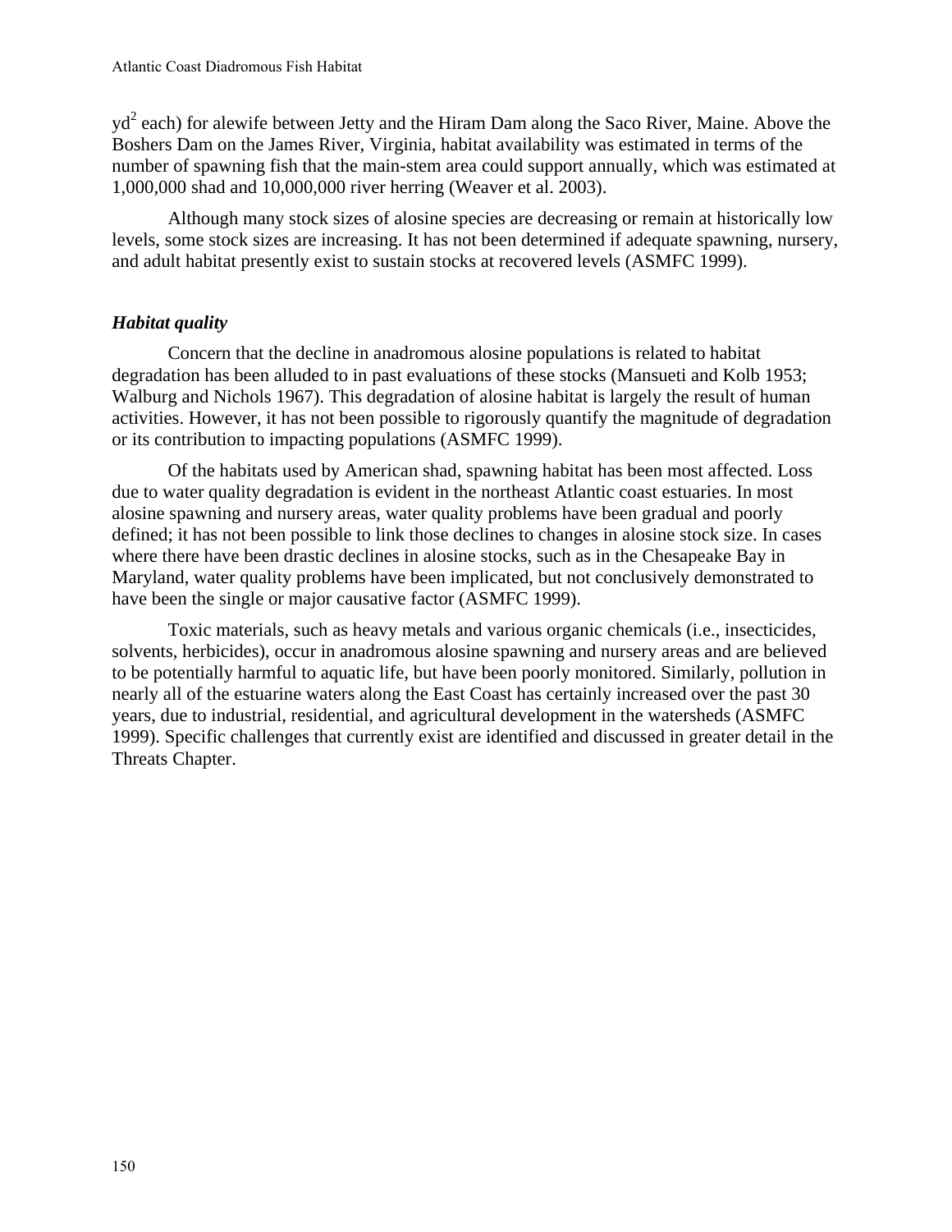yd$^2$ each) for alewife between Jetty and the Hiram Dam along the Saco River, Maine. Above the Boshers Dam on the James River, Virginia, habitat availability was estimated in terms of the number of spawning fish that the main-stem area could support annually, which was estimated at 1,000,000 shad and 10,000,000 river herring (Weaver et al. 2003).

Although many stock sizes of alosine species are decreasing or remain at historically low levels, some stock sizes are increasing. It has not been determined if adequate spawning, nursery, and adult habitat presently exist to sustain stocks at recovered levels (ASMFC 1999).

### *Habitat quality*

Concern that the decline in anadromous alosine populations is related to habitat degradation has been alluded to in past evaluations of these stocks (Mansueti and Kolb 1953; Walburg and Nichols 1967). This degradation of alosine habitat is largely the result of human activities. However, it has not been possible to rigorously quantify the magnitude of degradation or its contribution to impacting populations (ASMFC 1999).

Of the habitats used by American shad, spawning habitat has been most affected. Loss due to water quality degradation is evident in the northeast Atlantic coast estuaries. In most alosine spawning and nursery areas, water quality problems have been gradual and poorly defined; it has not been possible to link those declines to changes in alosine stock size. In cases where there have been drastic declines in alosine stocks, such as in the Chesapeake Bay in Maryland, water quality problems have been implicated, but not conclusively demonstrated to have been the single or major causative factor (ASMFC 1999).

Toxic materials, such as heavy metals and various organic chemicals (i.e., insecticides, solvents, herbicides), occur in anadromous alosine spawning and nursery areas and are believed to be potentially harmful to aquatic life, but have been poorly monitored. Similarly, pollution in nearly all of the estuarine waters along the East Coast has certainly increased over the past 30 years, due to industrial, residential, and agricultural development in the watersheds (ASMFC 1999). Specific challenges that currently exist are identified and discussed in greater detail in the Threats Chapter.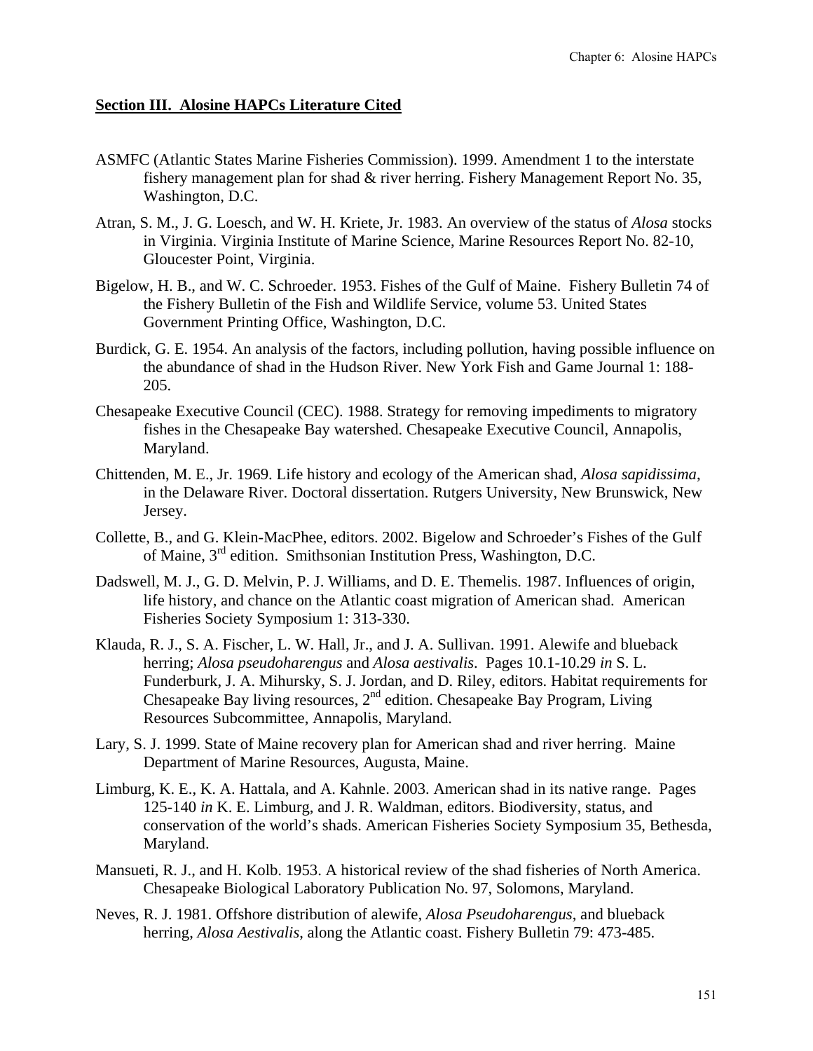## Section III. Alosine HAPCs Literature Cited

ASMFC (Atlantic States Marine Fisheries Commission). 1999. Amendment 1 to the interstate fishery management plan for shad & river herring. Fishery Management Report No. 35, Washington, D.C.

Atran, S. M., J. G. Loesch, and W. H. Kriete, Jr. 1983. An overview of the status of *Alosa* stocks in Virginia. Virginia Institute of Marine Science, Marine Resources Report No. 82-10, Gloucester Point, Virginia.

Bigelow, H. B., and W. C. Schroeder. 1953. Fishes of the Gulf of Maine. Fishery Bulletin 74 of the Fishery Bulletin of the Fish and Wildlife Service, volume 53. United States Government Printing Office, Washington, D.C.

Burdick, G. E. 1954. An analysis of the factors, including pollution, having possible influence on the abundance of shad in the Hudson River. New York Fish and Game Journal 1: 188-205.

Chesapeake Executive Council (CEC). 1988. Strategy for removing impediments to migratory fishes in the Chesapeake Bay watershed. Chesapeake Executive Council, Annapolis, Maryland.

Chittenden, M. E., Jr. 1969. Life history and ecology of the American shad, *Alosa sapidissima*, in the Delaware River. Doctoral dissertation. Rutgers University, New Brunswick, New Jersey.

Collette, B., and G. Klein-MacPhee, editors. 2002. Bigelow and Schroeder's Fishes of the Gulf of Maine, 3rd edition. Smithsonian Institution Press, Washington, D.C.

Dadswell, M. J., G. D. Melvin, P. J. Williams, and D. E. Themelis. 1987. Influences of origin, life history, and chance on the Atlantic coast migration of American shad. American Fisheries Society Symposium 1: 313-330.

Klauda, R. J., S. A. Fischer, L. W. Hall, Jr., and J. A. Sullivan. 1991. Alewife and blueback herring; *Alosa pseudoharengus* and *Alosa aestivalis*. Pages 10.1-10.29 *in* S. L. Funderburk, J. A. Mihursky, S. J. Jordan, and D. Riley, editors. Habitat requirements for Chesapeake Bay living resources, 2nd edition. Chesapeake Bay Program, Living Resources Subcommittee, Annapolis, Maryland.

Lary, S. J. 1999. State of Maine recovery plan for American shad and river herring. Maine Department of Marine Resources, Augusta, Maine.

Limburg, K. E., K. A. Hattala, and A. Kahnle. 2003. American shad in its native range. Pages 125-140 *in* K. E. Limburg, and J. R. Waldman, editors. Biodiversity, status, and conservation of the world's shads. American Fisheries Society Symposium 35, Bethesda, Maryland.

Mansueti, R. J., and H. Kolb. 1953. A historical review of the shad fisheries of North America. Chesapeake Biological Laboratory Publication No. 97, Solomons, Maryland.

Neves, R. J. 1981. Offshore distribution of alewife, *Alosa Pseudoharengus*, and blueback herring, *Alosa Aestivalis*, along the Atlantic coast. Fishery Bulletin 79: 473-485.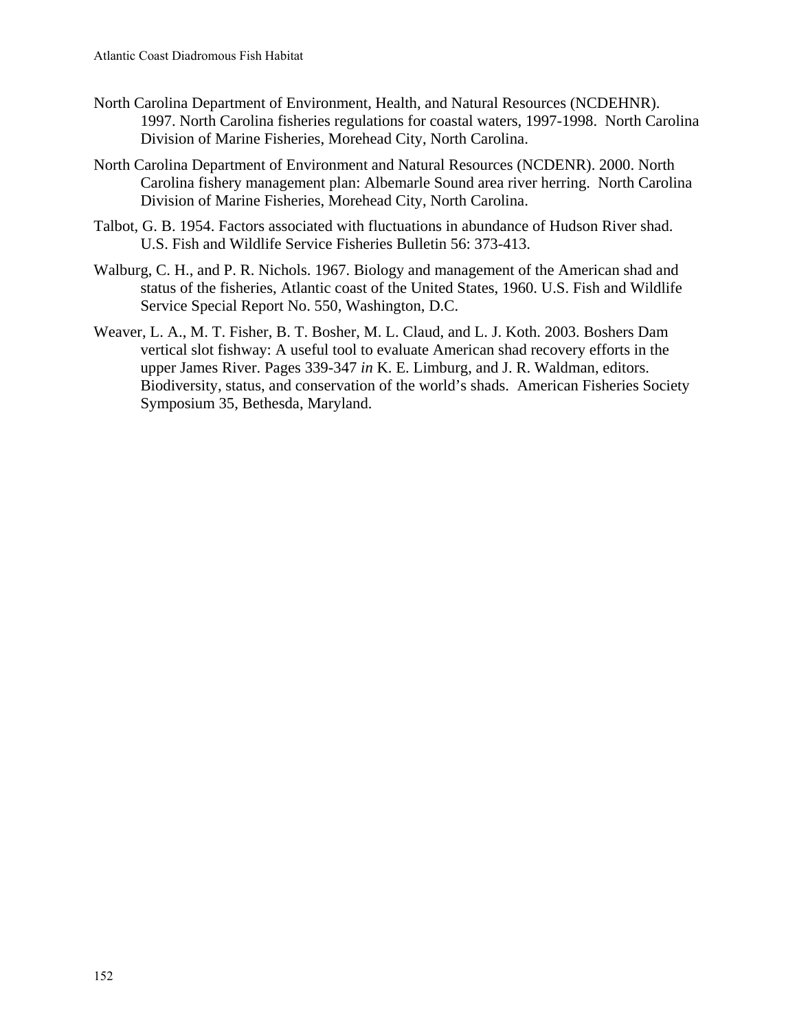North Carolina Department of Environment, Health, and Natural Resources (NCDEHNR). 1997. North Carolina fisheries regulations for coastal waters, 1997-1998. North Carolina Division of Marine Fisheries, Morehead City, North Carolina.

North Carolina Department of Environment and Natural Resources (NCDENR). 2000. North Carolina fishery management plan: Albemarle Sound area river herring. North Carolina Division of Marine Fisheries, Morehead City, North Carolina.

Talbot, G. B. 1954. Factors associated with fluctuations in abundance of Hudson River shad. U.S. Fish and Wildlife Service Fisheries Bulletin 56: 373-413.

Walburg, C. H., and P. R. Nichols. 1967. Biology and management of the American shad and status of the fisheries, Atlantic coast of the United States, 1960. U.S. Fish and Wildlife Service Special Report No. 550, Washington, D.C.

Weaver, L. A., M. T. Fisher, B. T. Bosher, M. L. Claud, and L. J. Koth. 2003. Boshers Dam vertical slot fishway: A useful tool to evaluate American shad recovery efforts in the upper James River. Pages 339-347 *in* K. E. Limburg, and J. R. Waldman, editors. Biodiversity, status, and conservation of the world's shads. American Fisheries Society Symposium 35, Bethesda, Maryland.